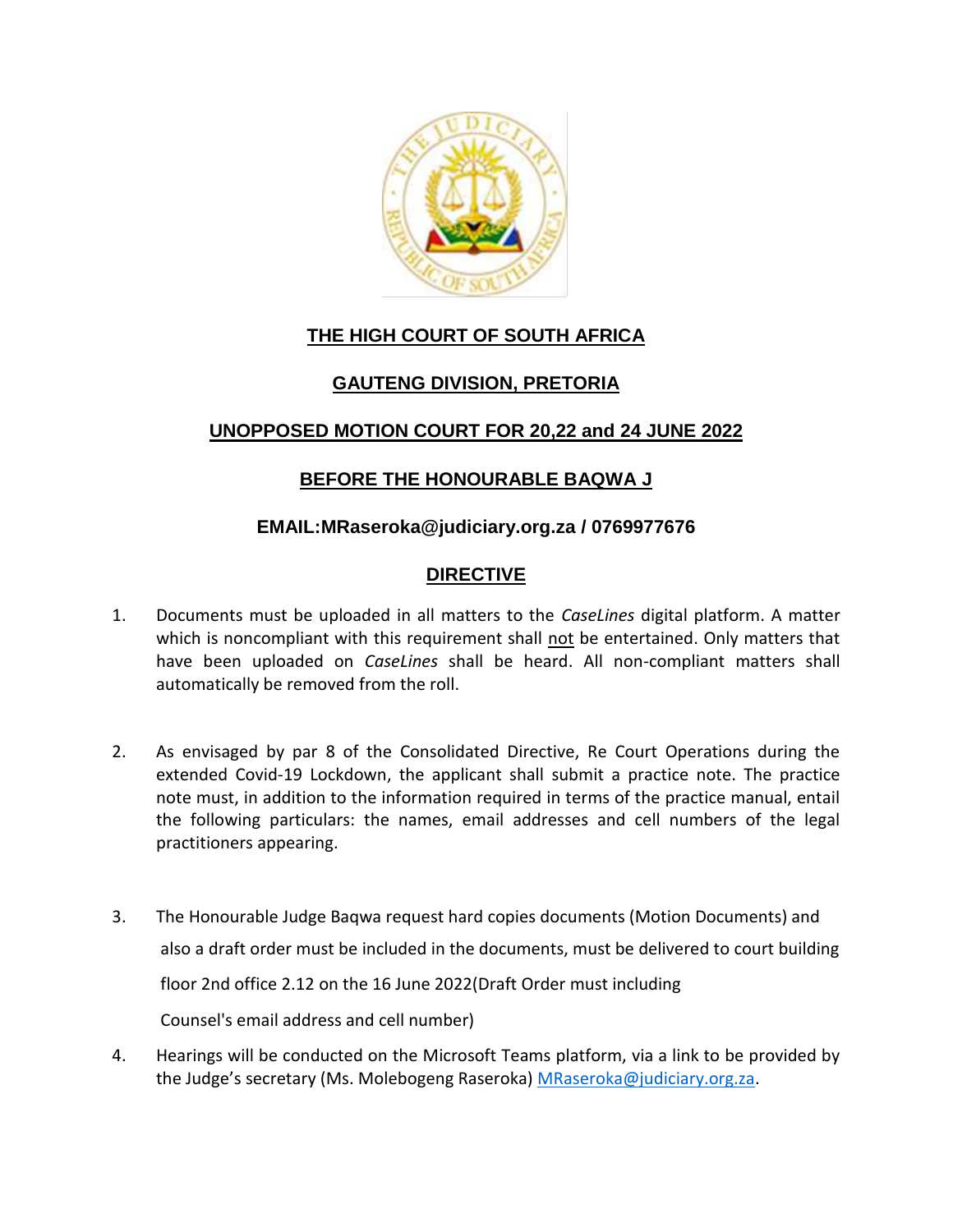# THE HIGH COURT OF SOUTH AFRICA

## GAUTENG DIVISION, PRETORIA

## UNOPPOSED MOTION COURT FOR 20,22 and 24 JUNE 2022

## BEFORE THE HONOURABLE BAQWA J

**EMAIL:MRaseroka@judiciary.org.za / 0769977676**

## DIRECTIVE

1. Documents must be uploaded in all matters to the *CaseLines* digital platform. A matter which is noncompliant with this requirement shall not be entertained. Only matters that have been uploaded on *CaseLines* shall be heard. All non-compliant matters shall automatically be removed from the roll.

2. As envisaged by par 8 of the Consolidated Directive, Re Court Operations during the extended Covid-19 Lockdown, the applicant shall submit a practice note. The practice note must, in addition to the information required in terms of the practice manual, entail the following particulars: the names, email addresses and cell numbers of the legal practitioners appearing.

3. The Honourable Judge Baqwa request hard copies documents (Motion Documents) and also a draft order must be included in the documents, must be delivered to court building floor 2nd office 2.12 on the 16 June 2022(Draft Order must including Counsel's email address and cell number)

4. Hearings will be conducted on the Microsoft Teams platform, via a link to be provided by the Judge's secretary (Ms. Molebogeng Raseroka) MRaseroka@judiciary.org.za.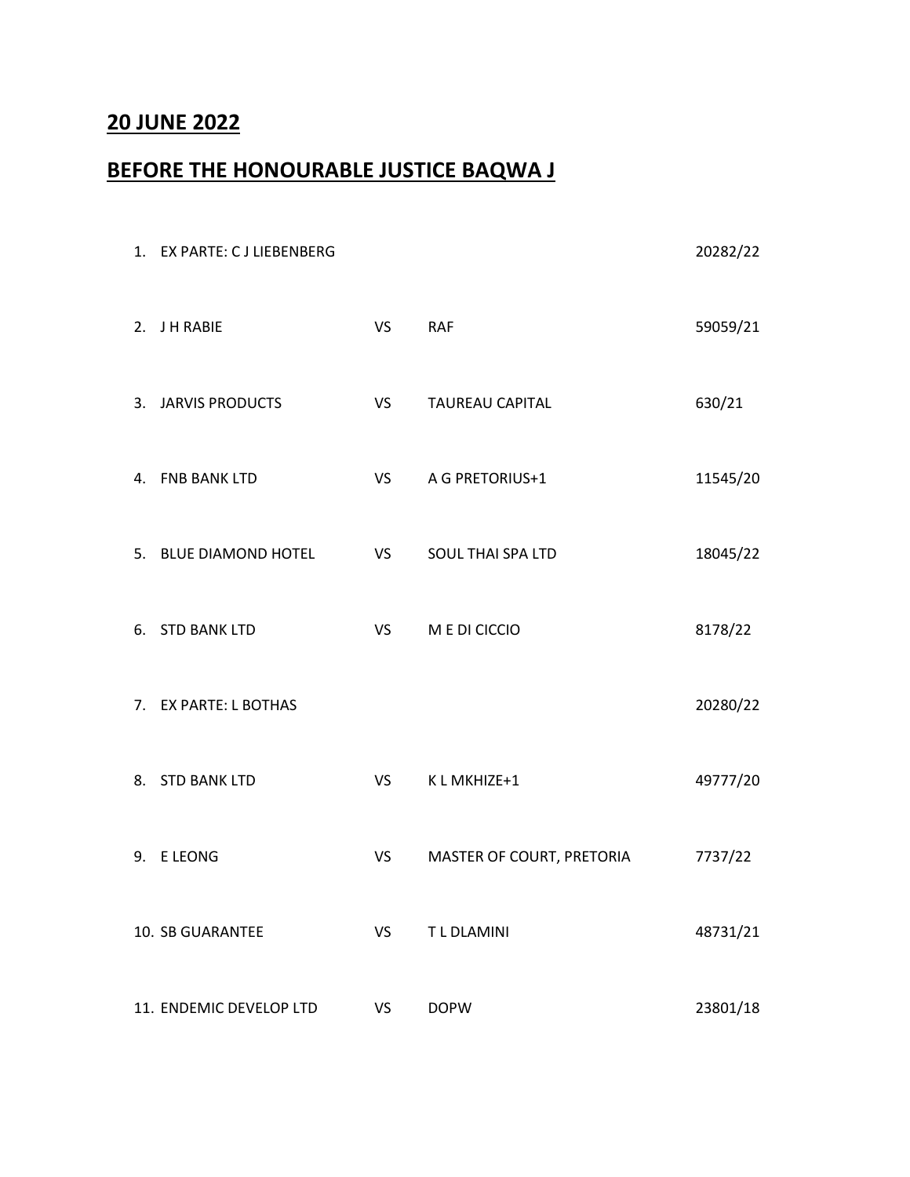## 20 JUNE 2022

## BEFORE THE HONOURABLE JUSTICE BAQWA J

| | | | | |
|---|---|---|---|---|
| 1. | EX PARTE: C J LIEBENBERG | | | 20282/22 |
| 2. | J H RABIE | VS | RAF | 59059/21 |
| 3. | JARVIS PRODUCTS | VS | TAUREAU CAPITAL | 630/21 |
| 4. | FNB BANK LTD | VS | A G PRETORIUS+1 | 11545/20 |
| 5. | BLUE DIAMOND HOTEL | VS | SOUL THAI SPA LTD | 18045/22 |
| 6. | STD BANK LTD | VS | M E DI CICCIO | 8178/22 |
| 7. | EX PARTE: L BOTHAS | | | 20280/22 |
| 8. | STD BANK LTD | VS | K L MKHIZE+1 | 49777/20 |
| 9. | E LEONG | VS | MASTER OF COURT, PRETORIA | 7737/22 |
| 10. | SB GUARANTEE | VS | T L DLAMINI | 48731/21 |
| 11. | ENDEMIC DEVELOP LTD | VS | DOPW | 23801/18 |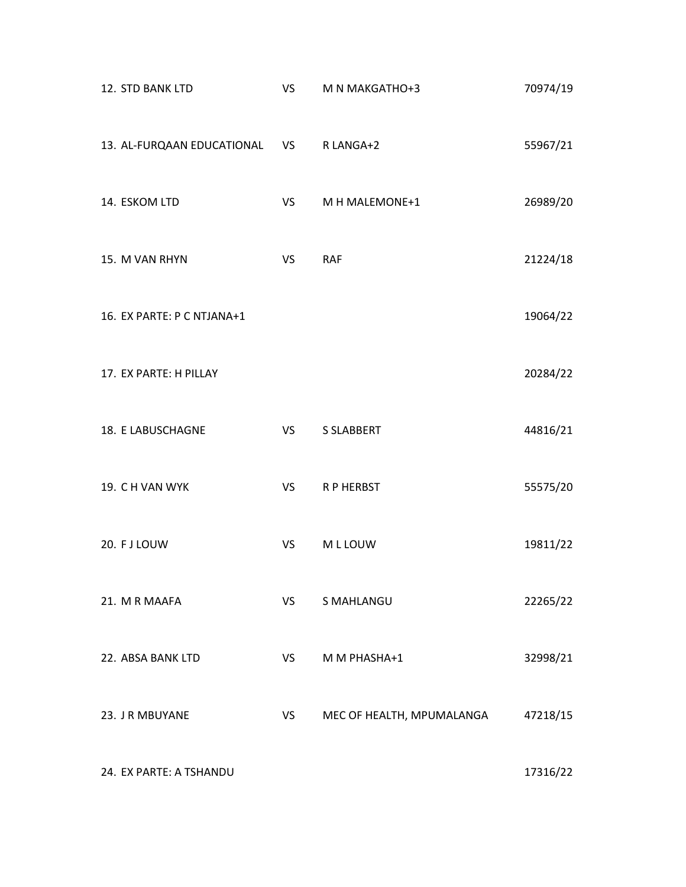| | | | | |
|---|---|---|---|---|
| 12. | STD BANK LTD | VS | M N MAKGATHO+3 | 70974/19 |
| 13. | AL-FURQAAN EDUCATIONAL | VS | R LANGA+2 | 55967/21 |
| 14. | ESKOM LTD | VS | M H MALEMONE+1 | 26989/20 |
| 15. | M VAN RHYN | VS | RAF | 21224/18 |
| 16. | EX PARTE: P C NTJANA+1 | | | 19064/22 |
| 17. | EX PARTE: H PILLAY | | | 20284/22 |
| 18. | E LABUSCHAGNE | VS | S SLABBERT | 44816/21 |
| 19. | C H VAN WYK | VS | R P HERBST | 55575/20 |
| 20. | F J LOUW | VS | M L LOUW | 19811/22 |
| 21. | M R MAAFA | VS | S MAHLANGU | 22265/22 |
| 22. | ABSA BANK LTD | VS | M M PHASHA+1 | 32998/21 |
| 23. | J R MBUYANE | VS | MEC OF HEALTH, MPUMALANGA | 47218/15 |
| 24. | EX PARTE: A TSHANDU | | | 17316/22 |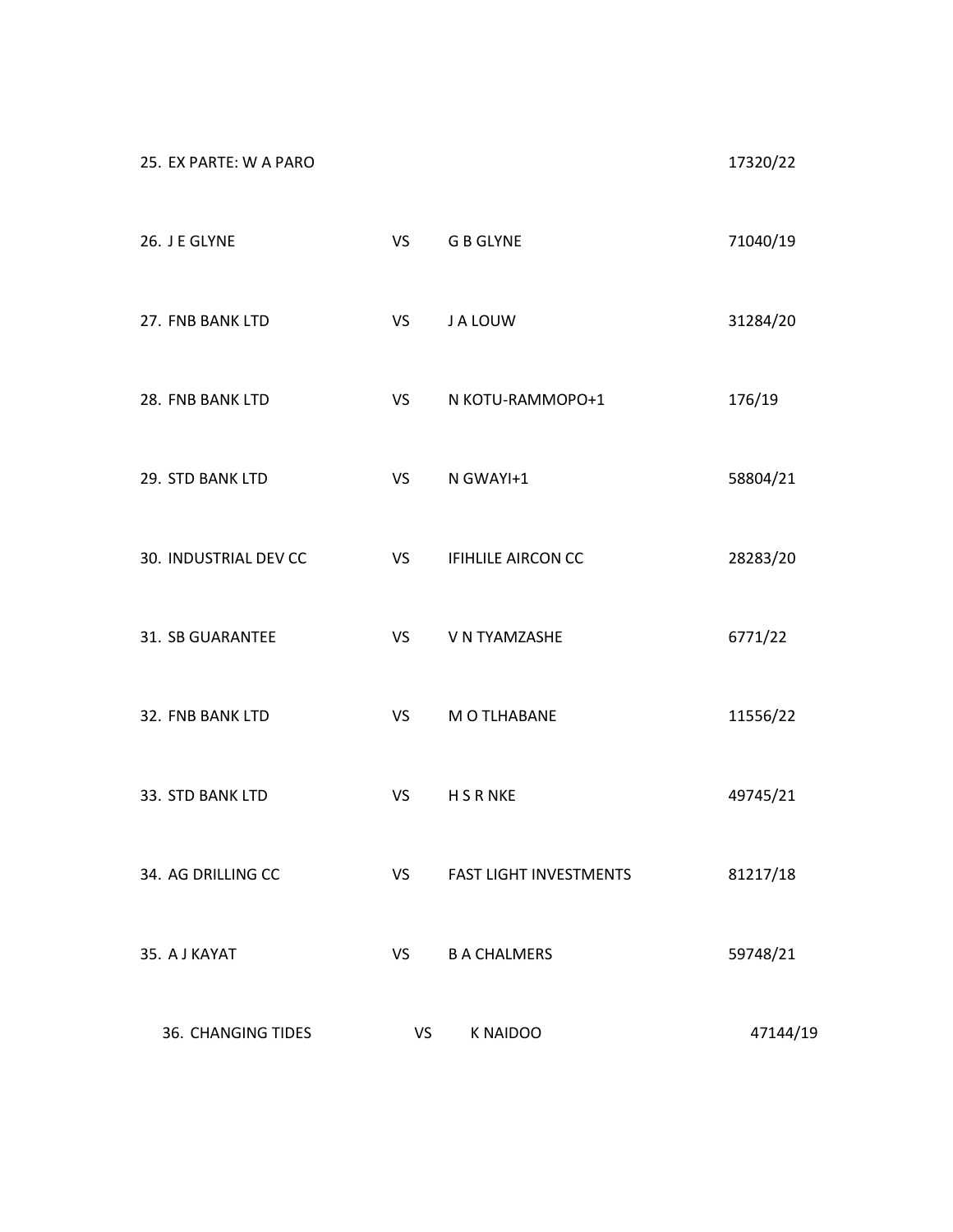| | | | |
|---|---|---|---|
| 25. EX PARTE: W A PARO | | | 17320/22 |
| 26. J E GLYNE | VS | G B GLYNE | 71040/19 |
| 27. FNB BANK LTD | VS | J A LOUW | 31284/20 |
| 28. FNB BANK LTD | VS | N KOTU-RAMMOPO+1 | 176/19 |
| 29. STD BANK LTD | VS | N GWAYI+1 | 58804/21 |
| 30. INDUSTRIAL DEV CC | VS | IFIHLILE AIRCON CC | 28283/20 |
| 31. SB GUARANTEE | VS | V N TYAMZASHE | 6771/22 |
| 32. FNB BANK LTD | VS | M O TLHABANE | 11556/22 |
| 33. STD BANK LTD | VS | H S R NKE | 49745/21 |
| 34. AG DRILLING CC | VS | FAST LIGHT INVESTMENTS | 81217/18 |
| 35. A J KAYAT | VS | B A CHALMERS | 59748/21 |
| 36. CHANGING TIDES | VS | K NAIDOO | 47144/19 |